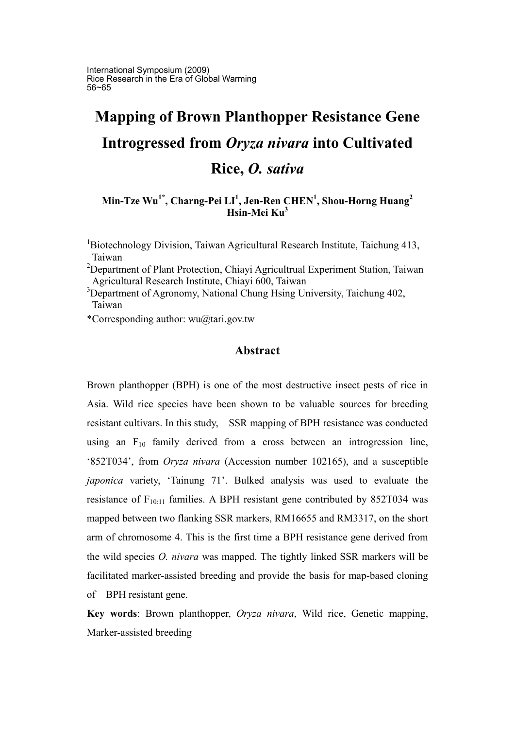# Mapping of Brown Planthopper Resistance Gene Introgressed from *Oryza nivara* into Cultivated Rice, *O. sativa*

**Min-Tze Wu[1*], Charng-Pei LI[1], Jen-Ren CHEN[1], Shou-Horng Huang[2] Hsin-Mei Ku[3]**

[1]Biotechnology Division, Taiwan Agricultural Research Institute, Taichung 413, Taiwan

[2]Department of Plant Protection, Chiayi Agricultrual Experiment Station, Taiwan Agricultural Research Institute, Chiayi 600, Taiwan

[3]Department of Agronomy, National Chung Hsing University, Taichung 402, Taiwan

*Corresponding author: wu@tari.gov.tw

## Abstract

Brown planthopper (BPH) is one of the most destructive insect pests of rice in Asia. Wild rice species have been shown to be valuable sources for breeding resistant cultivars. In this study, SSR mapping of BPH resistance was conducted using an $F_{10}$ family derived from a cross between an introgression line, '852T034', from *Oryza nivara* (Accession number 102165), and a susceptible *japonica* variety, 'Tainung 71'. Bulked analysis was used to evaluate the resistance of $F_{10:11}$ families. A BPH resistant gene contributed by 852T034 was mapped between two flanking SSR markers, RM16655 and RM3317, on the short arm of chromosome 4. This is the first time a BPH resistance gene derived from the wild species *O. nivara* was mapped. The tightly linked SSR markers will be facilitated marker-assisted breeding and provide the basis for map-based cloning of BPH resistant gene.

**Key words**: Brown planthopper, *Oryza nivara*, Wild rice, Genetic mapping, Marker-assisted breeding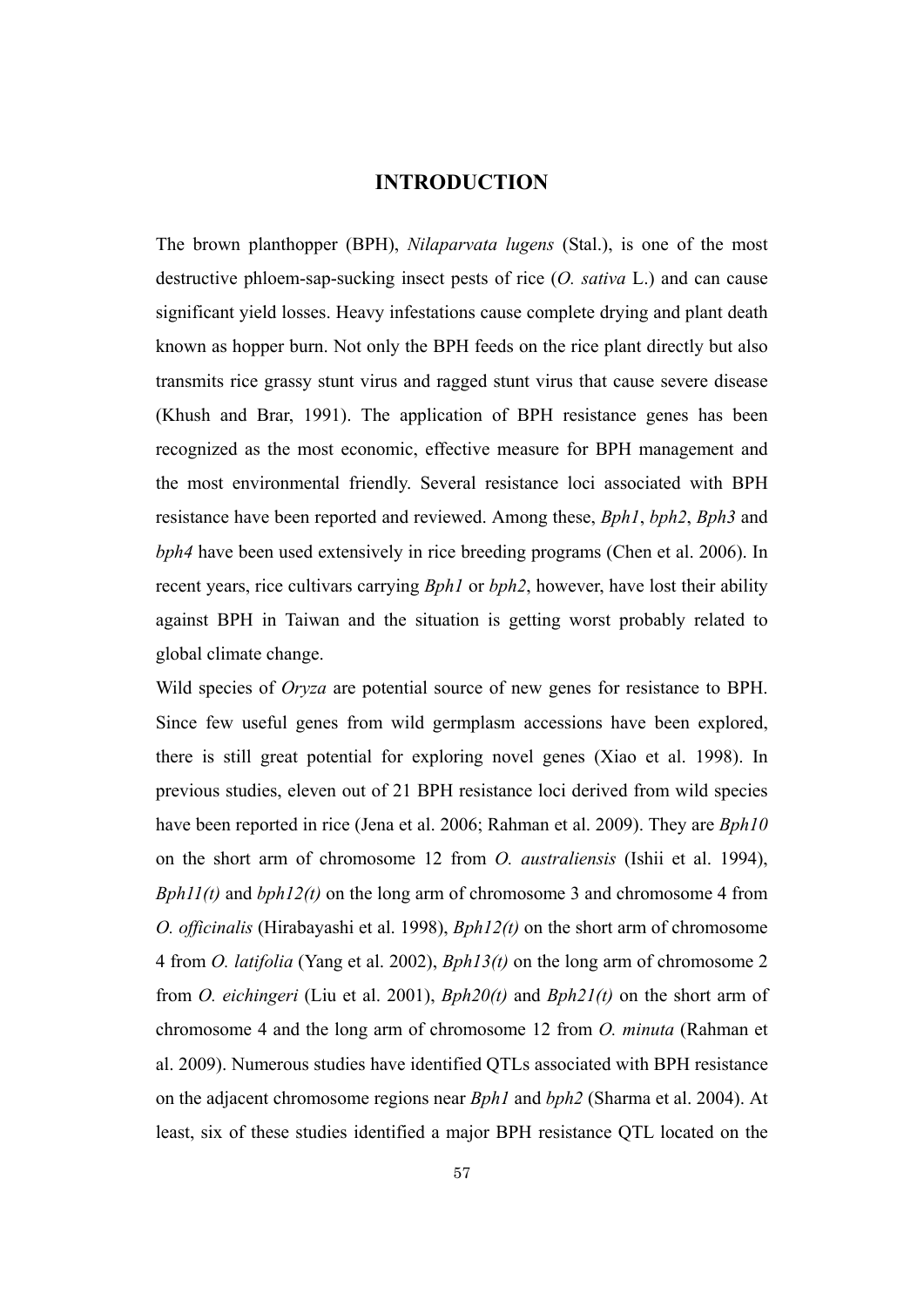# INTRODUCTION

The brown planthopper (BPH), *Nilaparvata lugens* (Stal.), is one of the most destructive phloem-sap-sucking insect pests of rice (*O. sativa* L.) and can cause significant yield losses. Heavy infestations cause complete drying and plant death known as hopper burn. Not only the BPH feeds on the rice plant directly but also transmits rice grassy stunt virus and ragged stunt virus that cause severe disease (Khush and Brar, 1991). The application of BPH resistance genes has been recognized as the most economic, effective measure for BPH management and the most environmental friendly. Several resistance loci associated with BPH resistance have been reported and reviewed. Among these, *Bph1*, *bph2*, *Bph3* and *bph4* have been used extensively in rice breeding programs (Chen et al. 2006). In recent years, rice cultivars carrying *Bph1* or *bph2*, however, have lost their ability against BPH in Taiwan and the situation is getting worst probably related to global climate change.

Wild species of *Oryza* are potential source of new genes for resistance to BPH. Since few useful genes from wild germplasm accessions have been explored, there is still great potential for exploring novel genes (Xiao et al. 1998). In previous studies, eleven out of 21 BPH resistance loci derived from wild species have been reported in rice (Jena et al. 2006; Rahman et al. 2009). They are *Bph10* on the short arm of chromosome 12 from *O. australiensis* (Ishii et al. 1994), *Bph11(t)* and *bph12(t)* on the long arm of chromosome 3 and chromosome 4 from *O. officinalis* (Hirabayashi et al. 1998), *Bph12(t)* on the short arm of chromosome 4 from *O. latifolia* (Yang et al. 2002), *Bph13(t)* on the long arm of chromosome 2 from *O. eichingeri* (Liu et al. 2001), *Bph20(t)* and *Bph21(t)* on the short arm of chromosome 4 and the long arm of chromosome 12 from *O. minuta* (Rahman et al. 2009). Numerous studies have identified QTLs associated with BPH resistance on the adjacent chromosome regions near *Bph1* and *bph2* (Sharma et al. 2004). At least, six of these studies identified a major BPH resistance QTL located on the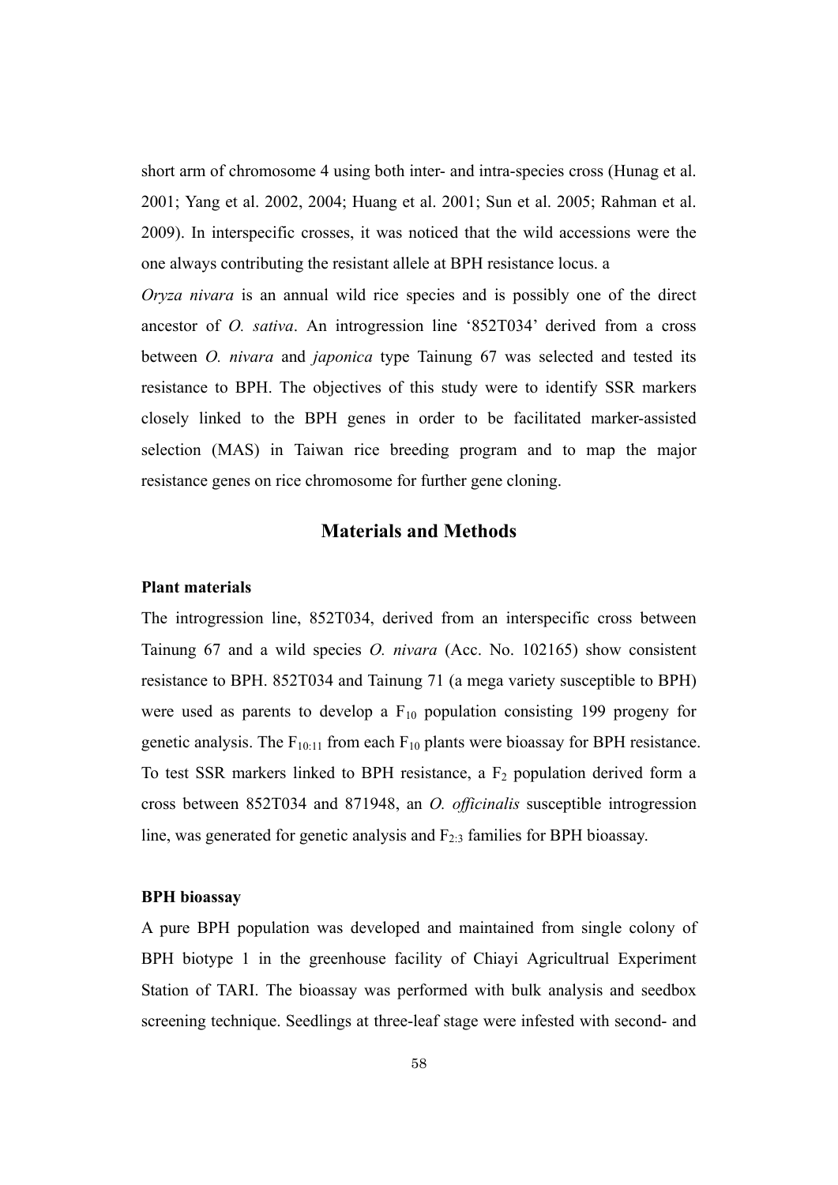short arm of chromosome 4 using both inter- and intra-species cross (Hunag et al. 2001; Yang et al. 2002, 2004; Huang et al. 2001; Sun et al. 2005; Rahman et al. 2009). In interspecific crosses, it was noticed that the wild accessions were the one always contributing the resistant allele at BPH resistance locus. a

*Oryza nivara* is an annual wild rice species and is possibly one of the direct ancestor of *O. sativa*. An introgression line '852T034' derived from a cross between *O. nivara* and *japonica* type Tainung 67 was selected and tested its resistance to BPH. The objectives of this study were to identify SSR markers closely linked to the BPH genes in order to be facilitated marker-assisted selection (MAS) in Taiwan rice breeding program and to map the major resistance genes on rice chromosome for further gene cloning.

## Materials and Methods

### Plant materials

The introgression line, 852T034, derived from an interspecific cross between Tainung 67 and a wild species *O. nivara* (Acc. No. 102165) show consistent resistance to BPH. 852T034 and Tainung 71 (a mega variety susceptible to BPH) were used as parents to develop a $F_{10}$ population consisting 199 progeny for genetic analysis. The $F_{10:11}$ from each $F_{10}$ plants were bioassay for BPH resistance. To test SSR markers linked to BPH resistance, a $F_2$ population derived form a cross between 852T034 and 871948, an *O. officinalis* susceptible introgression line, was generated for genetic analysis and $F_{2:3}$ families for BPH bioassay.

### BPH bioassay

A pure BPH population was developed and maintained from single colony of BPH biotype 1 in the greenhouse facility of Chiayi Agricultrual Experiment Station of TARI. The bioassay was performed with bulk analysis and seedbox screening technique. Seedlings at three-leaf stage were infested with second- and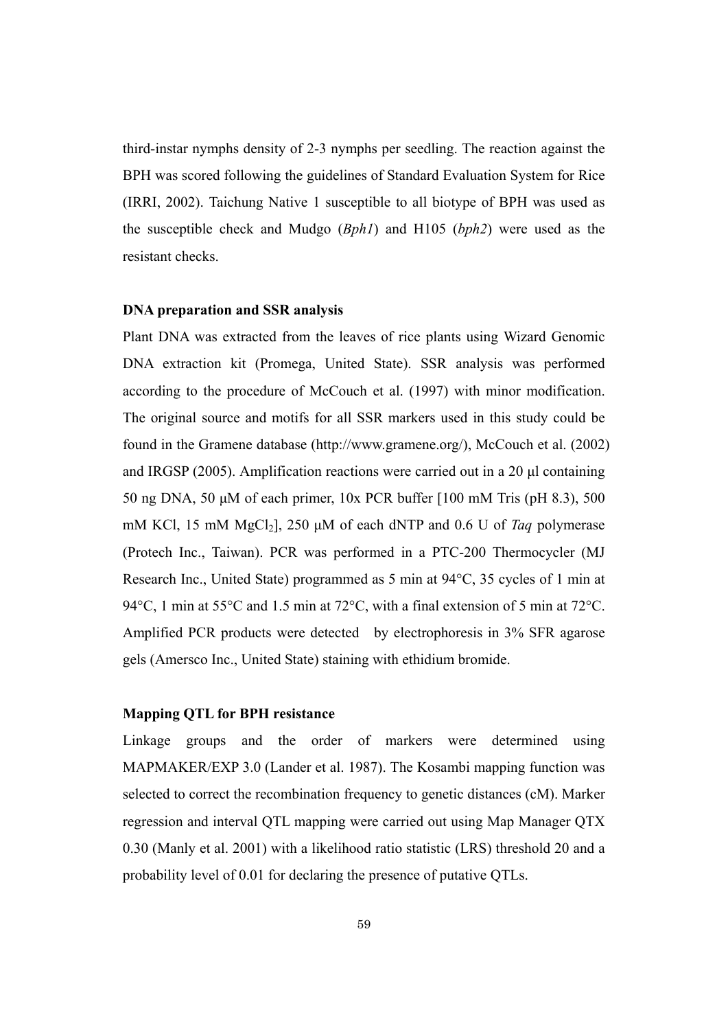third-instar nymphs density of 2-3 nymphs per seedling. The reaction against the BPH was scored following the guidelines of Standard Evaluation System for Rice (IRRI, 2002). Taichung Native 1 susceptible to all biotype of BPH was used as the susceptible check and Mudgo (*Bph1*) and H105 (*bph2*) were used as the resistant checks.

**DNA preparation and SSR analysis**

Plant DNA was extracted from the leaves of rice plants using Wizard Genomic DNA extraction kit (Promega, United State). SSR analysis was performed according to the procedure of McCouch et al. (1997) with minor modification. The original source and motifs for all SSR markers used in this study could be found in the Gramene database (http://www.gramene.org/), McCouch et al. (2002) and IRGSP (2005). Amplification reactions were carried out in a 20 μl containing 50 ng DNA, 50 μM of each primer, 10x PCR buffer [100 mM Tris (pH 8.3), 500 mM KCl, 15 mM $MgCl_2$], 250 μM of each dNTP and 0.6 U of *Taq* polymerase (Protech Inc., Taiwan). PCR was performed in a PTC-200 Thermocycler (MJ Research Inc., United State) programmed as 5 min at 94°C, 35 cycles of 1 min at 94°C, 1 min at 55°C and 1.5 min at 72°C, with a final extension of 5 min at 72°C. Amplified PCR products were detected by electrophoresis in 3% SFR agarose gels (Amersco Inc., United State) staining with ethidium bromide.

**Mapping QTL for BPH resistance**

Linkage groups and the order of markers were determined using MAPMAKER/EXP 3.0 (Lander et al. 1987). The Kosambi mapping function was selected to correct the recombination frequency to genetic distances (cM). Marker regression and interval QTL mapping were carried out using Map Manager QTX 0.30 (Manly et al. 2001) with a likelihood ratio statistic (LRS) threshold 20 and a probability level of 0.01 for declaring the presence of putative QTLs.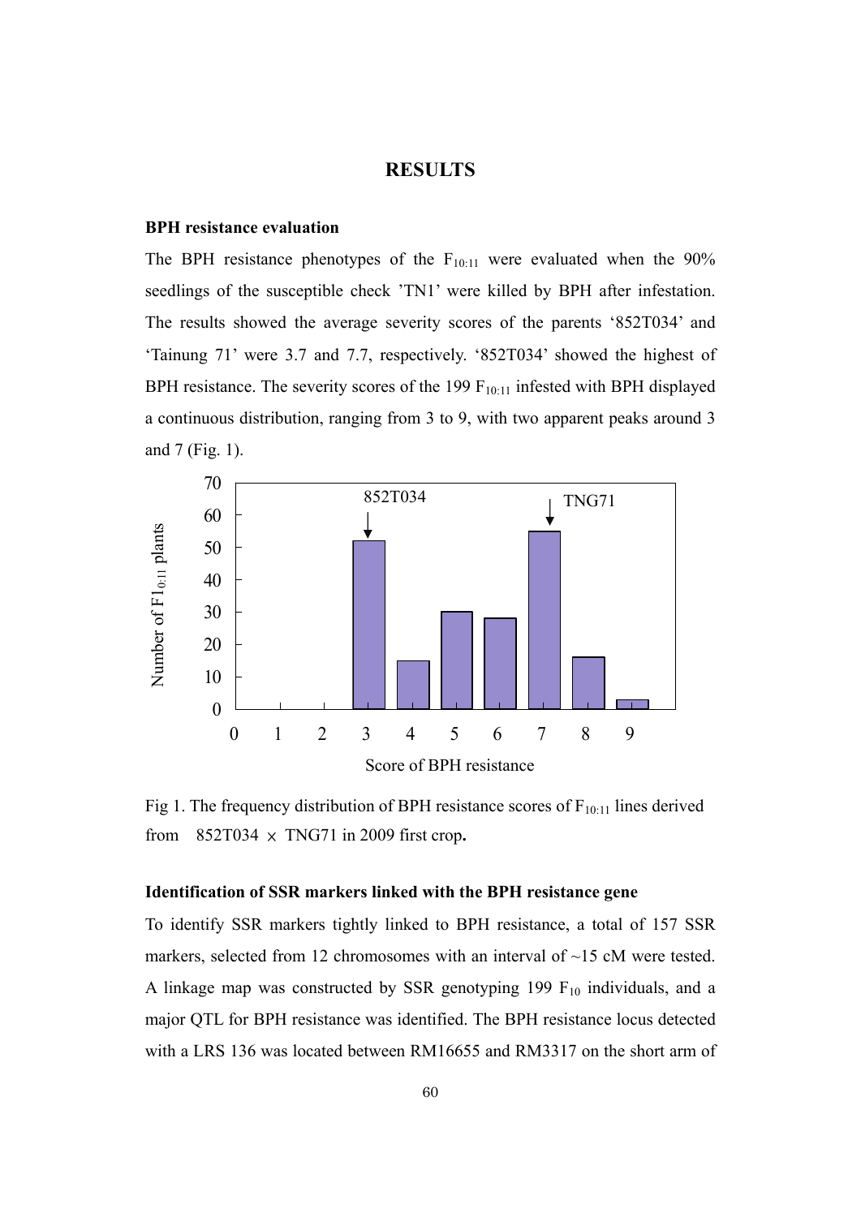# RESULTS

## BPH resistance evaluation

The BPH resistance phenotypes of the $F_{10:11}$ were evaluated when the 90% seedlings of the susceptible check 'TN1' were killed by BPH after infestation. The results showed the average severity scores of the parents '852T034' and 'Tainung 71' were 3.7 and 7.7, respectively. '852T034' showed the highest of BPH resistance. The severity scores of the 199 $F_{10:11}$ infested with BPH displayed a continuous distribution, ranging from 3 to 9, with two apparent peaks around 3 and 7 (Fig. 1).

Fig 1. The frequency distribution of BPH resistance scores of $F_{10:11}$ lines derived from 852T034 × TNG71 in 2009 first crop**.**

## Identification of SSR markers linked with the BPH resistance gene

To identify SSR markers tightly linked to BPH resistance, a total of 157 SSR markers, selected from 12 chromosomes with an interval of ~15 cM were tested. A linkage map was constructed by SSR genotyping 199 $F_{10}$ individuals, and a major QTL for BPH resistance was identified. The BPH resistance locus detected with a LRS 136 was located between RM16655 and RM3317 on the short arm of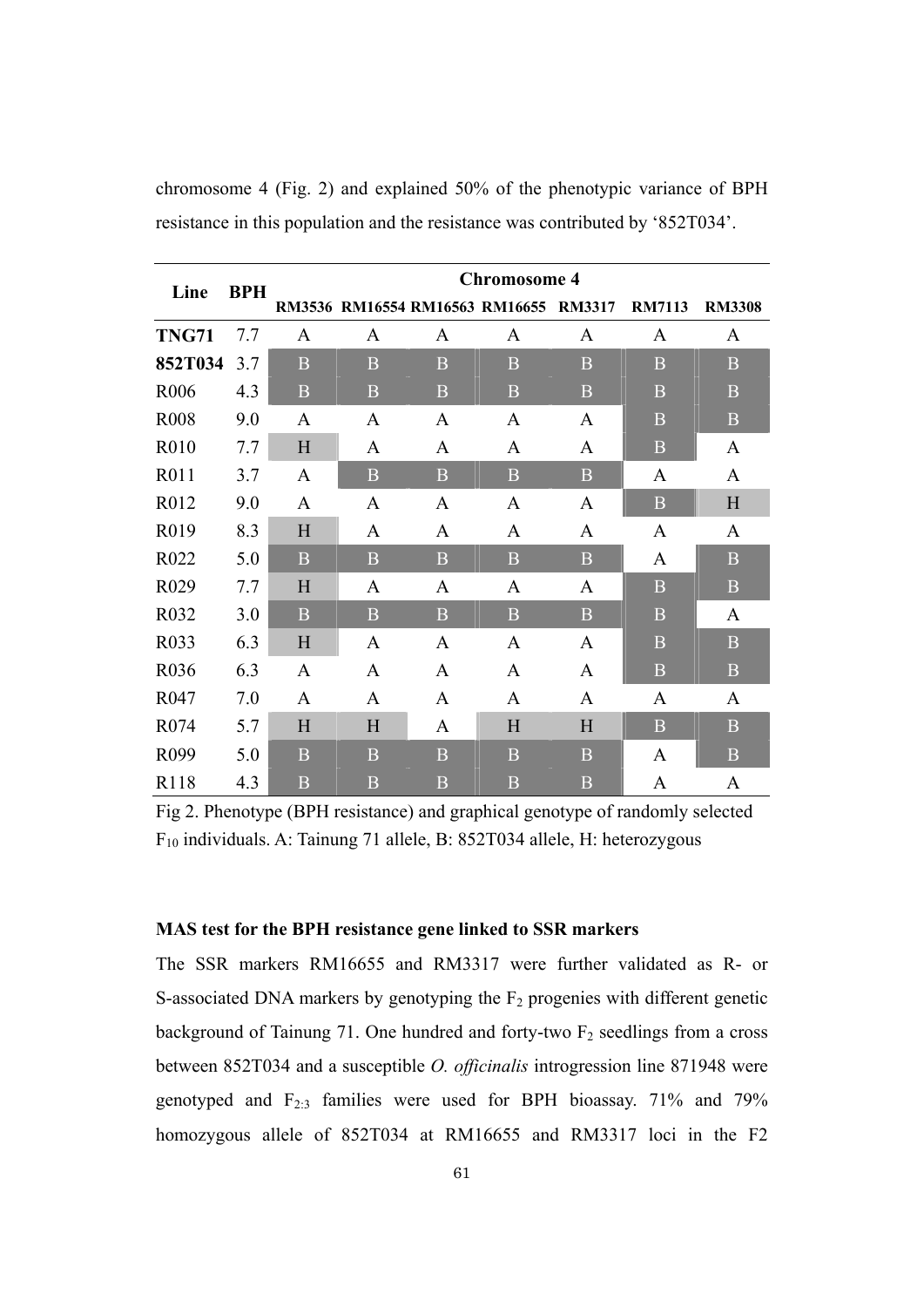chromosome 4 (Fig. 2) and explained 50% of the phenotypic variance of BPH resistance in this population and the resistance was contributed by '852T034'.

| Line | BPH | Chromosome 4 | | | | | | |
|---|---|---|---|---|---|---|---|---|
| | | RM3536 | RM16554 | RM16563 | RM16655 | RM3317 | RM7113 | RM3308 |
| **TNG71** | 7.7 | A | A | A | A | A | A | A |
| **852T034** | 3.7 | B | B | B | B | B | B | B |
| R006 | 4.3 | B | B | B | B | B | B | B |
| R008 | 9.0 | A | A | A | A | A | B | B |
| R010 | 7.7 | H | A | A | A | A | B | A |
| R011 | 3.7 | A | B | B | B | B | A | A |
| R012 | 9.0 | A | A | A | A | A | B | H |
| R019 | 8.3 | H | A | A | A | A | A | A |
| R022 | 5.0 | B | B | B | B | B | A | B |
| R029 | 7.7 | H | A | A | A | A | B | B |
| R032 | 3.0 | B | B | B | B | B | B | A |
| R033 | 6.3 | H | A | A | A | A | B | B |
| R036 | 6.3 | A | A | A | A | A | B | B |
| R047 | 7.0 | A | A | A | A | A | A | A |
| R074 | 5.7 | H | H | A | H | H | B | B |
| R099 | 5.0 | B | B | B | B | B | A | B |
| R118 | 4.3 | B | B | B | B | B | A | A |

Fig 2. Phenotype (BPH resistance) and graphical genotype of randomly selected $F_{10}$ individuals. A: Tainung 71 allele, B: 852T034 allele, H: heterozygous

### MAS test for the BPH resistance gene linked to SSR markers

The SSR markers RM16655 and RM3317 were further validated as R- or S-associated DNA markers by genotyping the $F_2$ progenies with different genetic background of Tainung 71. One hundred and forty-two $F_2$ seedlings from a cross between 852T034 and a susceptible *O. officinalis* introgression line 871948 were genotyped and $F_{2:3}$ families were used for BPH bioassay. 71% and 79% homozygous allele of 852T034 at RM16655 and RM3317 loci in the F2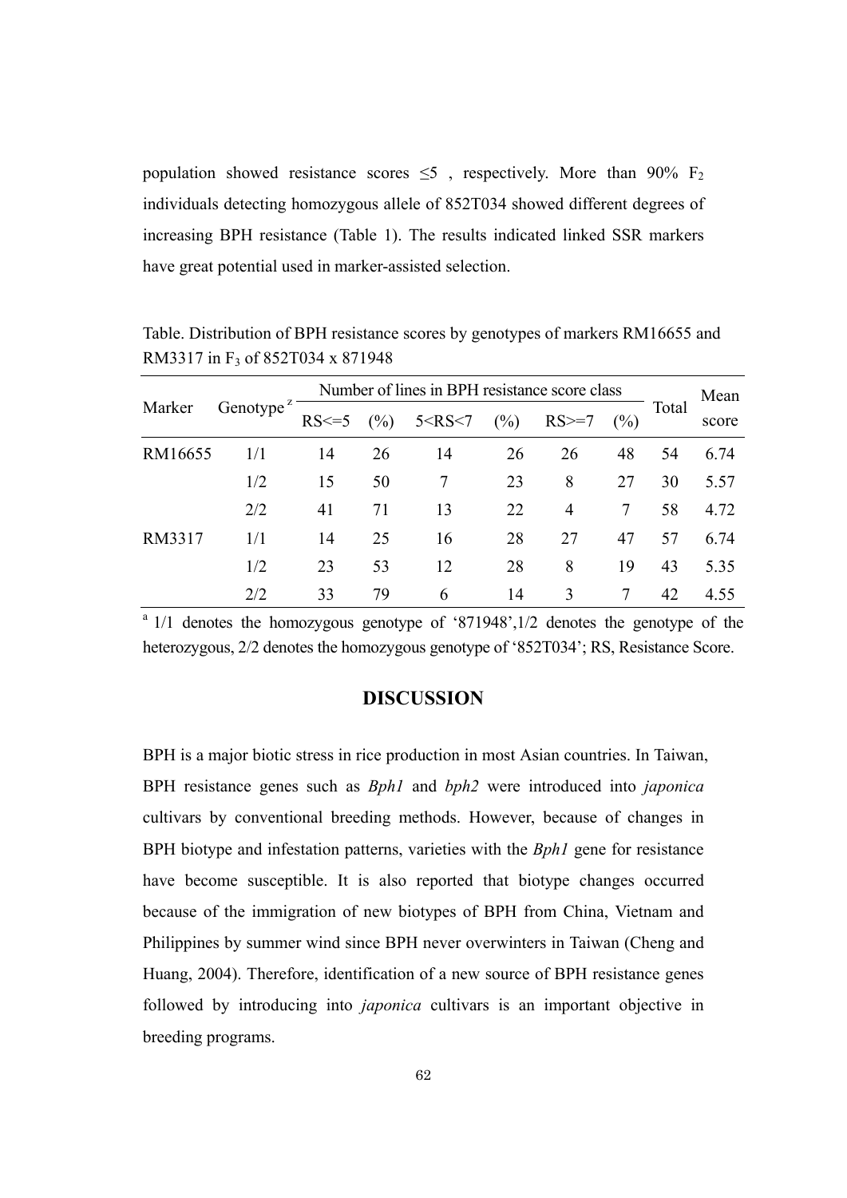population showed resistance scores ≤5 , respectively. More than 90% $F_2$ individuals detecting homozygous allele of 852T034 showed different degrees of increasing BPH resistance (Table 1). The results indicated linked SSR markers have great potential used in marker-assisted selection.

Table. Distribution of BPH resistance scores by genotypes of markers RM16655 and RM3317 in $F_3$ of 852T034 x 871948

| Marker | Genotype [z] | Number of lines in BPH resistance score class | | | | | | Total | Mean score |
|---|---|---|---|---|---|---|---|---|---|
| | | RS<=5 | (%) | 5<RS<7 | (%) | RS>=7 | (%) | | |
| RM16655 | 1/1 | 14 | 26 | 14 | 26 | 26 | 48 | 54 | 6.74 |
| | 1/2 | 15 | 50 | 7 | 23 | 8 | 27 | 30 | 5.57 |
| | 2/2 | 41 | 71 | 13 | 22 | 4 | 7 | 58 | 4.72 |
| RM3317 | 1/1 | 14 | 25 | 16 | 28 | 27 | 47 | 57 | 6.74 |
| | 1/2 | 23 | 53 | 12 | 28 | 8 | 19 | 43 | 5.35 |
| | 2/2 | 33 | 79 | 6 | 14 | 3 | 7 | 42 | 4.55 |

[a] 1/1 denotes the homozygous genotype of '871948',1/2 denotes the genotype of the heterozygous, 2/2 denotes the homozygous genotype of '852T034'; RS, Resistance Score.

## DISCUSSION

BPH is a major biotic stress in rice production in most Asian countries. In Taiwan, BPH resistance genes such as *Bph1* and *bph2* were introduced into *japonica* cultivars by conventional breeding methods. However, because of changes in BPH biotype and infestation patterns, varieties with the *Bph1* gene for resistance have become susceptible. It is also reported that biotype changes occurred because of the immigration of new biotypes of BPH from China, Vietnam and Philippines by summer wind since BPH never overwinters in Taiwan (Cheng and Huang, 2004). Therefore, identification of a new source of BPH resistance genes followed by introducing into *japonica* cultivars is an important objective in breeding programs.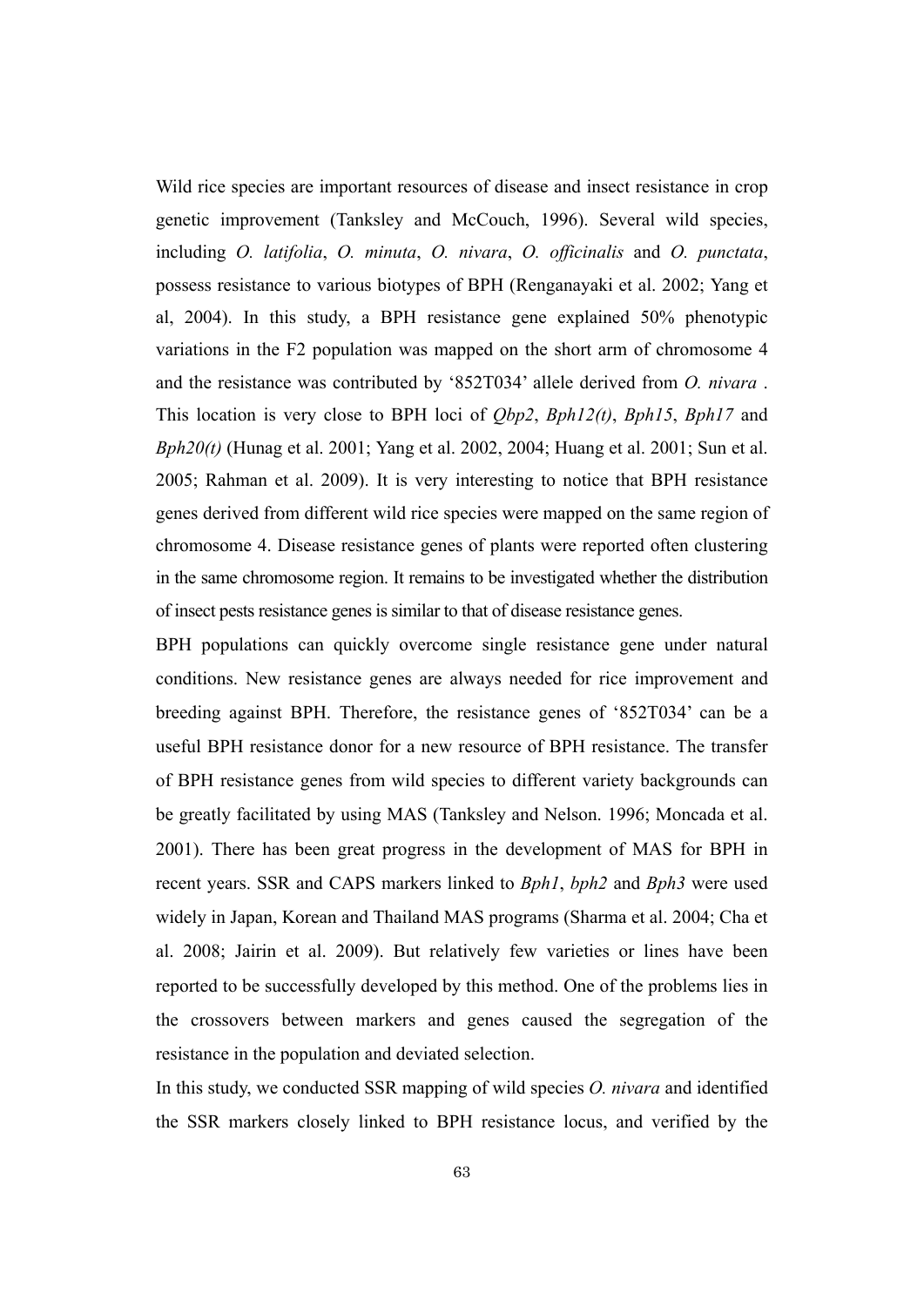Wild rice species are important resources of disease and insect resistance in crop genetic improvement (Tanksley and McCouch, 1996). Several wild species, including *O. latifolia*, *O. minuta*, *O. nivara*, *O. officinalis* and *O. punctata*, possess resistance to various biotypes of BPH (Renganayaki et al. 2002; Yang et al, 2004). In this study, a BPH resistance gene explained 50% phenotypic variations in the F2 population was mapped on the short arm of chromosome 4 and the resistance was contributed by '852T034' allele derived from *O. nivara* . This location is very close to BPH loci of *Qbp2*, *Bph12(t)*, *Bph15*, *Bph17* and *Bph20(t)* (Hunag et al. 2001; Yang et al. 2002, 2004; Huang et al. 2001; Sun et al. 2005; Rahman et al. 2009). It is very interesting to notice that BPH resistance genes derived from different wild rice species were mapped on the same region of chromosome 4. Disease resistance genes of plants were reported often clustering in the same chromosome region. It remains to be investigated whether the distribution of insect pests resistance genes is similar to that of disease resistance genes.

BPH populations can quickly overcome single resistance gene under natural conditions. New resistance genes are always needed for rice improvement and breeding against BPH. Therefore, the resistance genes of '852T034' can be a useful BPH resistance donor for a new resource of BPH resistance. The transfer of BPH resistance genes from wild species to different variety backgrounds can be greatly facilitated by using MAS (Tanksley and Nelson. 1996; Moncada et al. 2001). There has been great progress in the development of MAS for BPH in recent years. SSR and CAPS markers linked to *Bph1*, *bph2* and *Bph3* were used widely in Japan, Korean and Thailand MAS programs (Sharma et al. 2004; Cha et al. 2008; Jairin et al. 2009). But relatively few varieties or lines have been reported to be successfully developed by this method. One of the problems lies in the crossovers between markers and genes caused the segregation of the resistance in the population and deviated selection.

In this study, we conducted SSR mapping of wild species *O. nivara* and identified the SSR markers closely linked to BPH resistance locus, and verified by the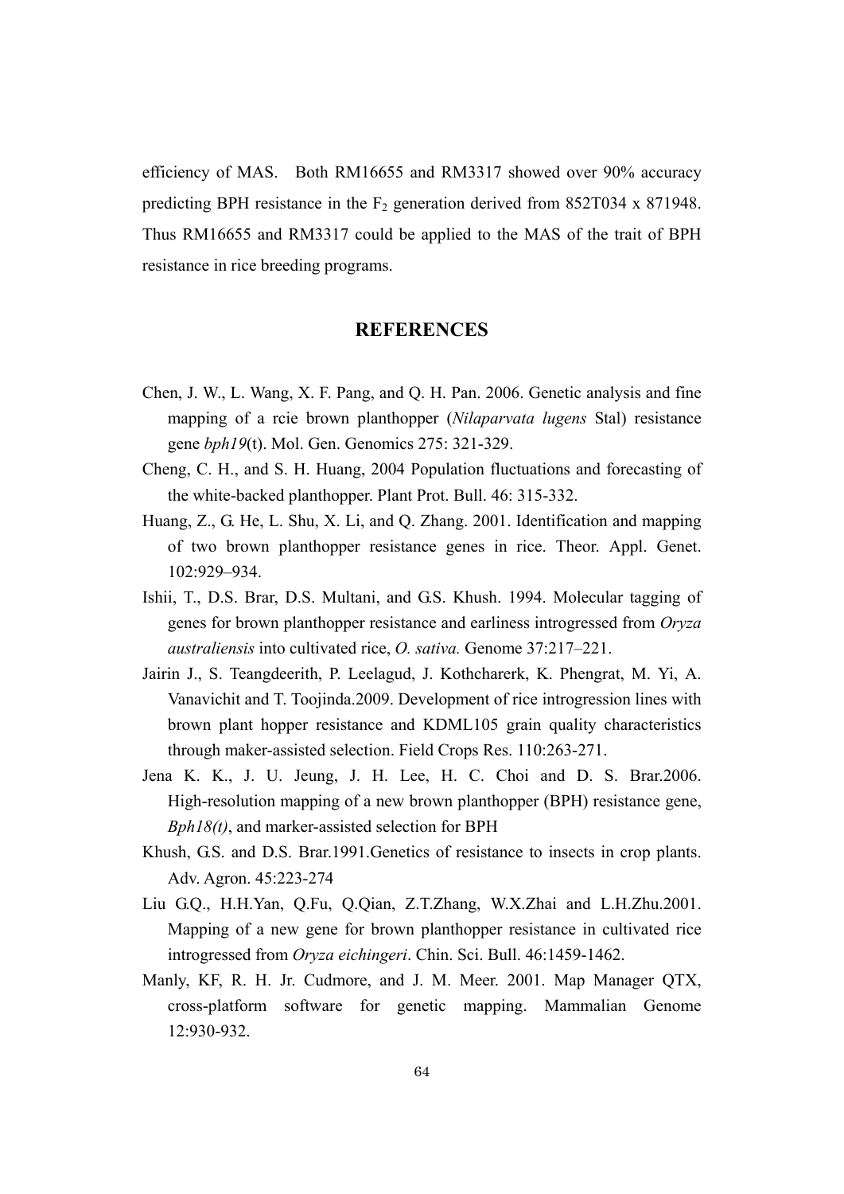efficiency of MAS. Both RM16655 and RM3317 showed over 90% accuracy predicting BPH resistance in the $F_2$ generation derived from 852T034 x 871948. Thus RM16655 and RM3317 could be applied to the MAS of the trait of BPH resistance in rice breeding programs.

## REFERENCES

Chen, J. W., L. Wang, X. F. Pang, and Q. H. Pan. 2006. Genetic analysis and fine mapping of a rcie brown planthopper (*Nilaparvata lugens* Stal) resistance gene *bph19*(t). Mol. Gen. Genomics 275: 321-329.

Cheng, C. H., and S. H. Huang, 2004 Population fluctuations and forecasting of the white-backed planthopper. Plant Prot. Bull. 46: 315-332.

Huang, Z., G. He, L. Shu, X. Li, and Q. Zhang. 2001. Identification and mapping of two brown planthopper resistance genes in rice. Theor. Appl. Genet. 102:929–934.

Ishii, T., D.S. Brar, D.S. Multani, and G.S. Khush. 1994. Molecular tagging of genes for brown planthopper resistance and earliness introgressed from *Oryza australiensis* into cultivated rice, *O. sativa.* Genome 37:217–221.

Jairin J., S. Teangdeerith, P. Leelagud, J. Kothcharerk, K. Phengrat, M. Yi, A. Vanavichit and T. Toojinda.2009. Development of rice introgression lines with brown plant hopper resistance and KDML105 grain quality characteristics through maker-assisted selection. Field Crops Res. 110:263-271.

Jena K. K., J. U. Jeung, J. H. Lee, H. C. Choi and D. S. Brar.2006. High-resolution mapping of a new brown planthopper (BPH) resistance gene, *Bph18(t)*, and marker-assisted selection for BPH

Khush, G.S. and D.S. Brar.1991.Genetics of resistance to insects in crop plants. Adv. Agron. 45:223-274

Liu G.Q., H.H.Yan, Q.Fu, Q.Qian, Z.T.Zhang, W.X.Zhai and L.H.Zhu.2001. Mapping of a new gene for brown planthopper resistance in cultivated rice introgressed from *Oryza eichingeri*. Chin. Sci. Bull. 46:1459-1462.

Manly, KF, R. H. Jr. Cudmore, and J. M. Meer. 2001. Map Manager QTX, cross-platform software for genetic mapping. Mammalian Genome 12:930-932.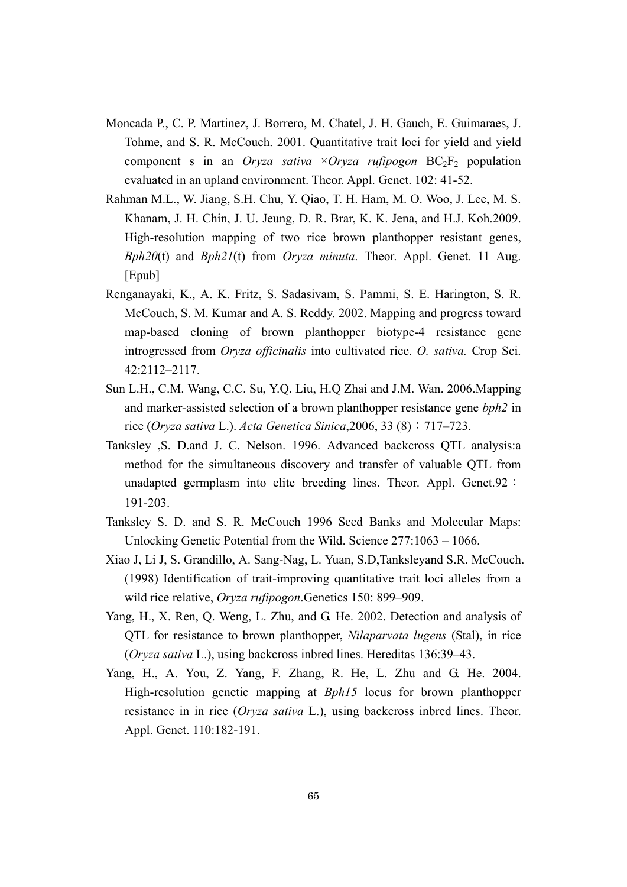Moncada P., C. P. Martinez, J. Borrero, M. Chatel, J. H. Gauch, E. Guimaraes, J. Tohme, and S. R. McCouch. 2001. Quantitative trait loci for yield and yield component s in an *Oryza sativa* ×*Oryza rufipogon* $BC_2F_2$ population evaluated in an upland environment. Theor. Appl. Genet. 102: 41-52.

Rahman M.L., W. Jiang, S.H. Chu, Y. Qiao, T. H. Ham, M. O. Woo, J. Lee, M. S. Khanam, J. H. Chin, J. U. Jeung, D. R. Brar, K. K. Jena, and H.J. Koh.2009. High-resolution mapping of two rice brown planthopper resistant genes, *Bph20*(t) and *Bph21*(t) from *Oryza minuta*. Theor. Appl. Genet. 11 Aug. [Epub]

Renganayaki, K., A. K. Fritz, S. Sadasivam, S. Pammi, S. E. Harington, S. R. McCouch, S. M. Kumar and A. S. Reddy. 2002. Mapping and progress toward map-based cloning of brown planthopper biotype-4 resistance gene introgressed from *Oryza officinalis* into cultivated rice. *O. sativa.* Crop Sci. 42:2112–2117.

Sun L.H., C.M. Wang, C.C. Su, Y.Q. Liu, H.Q Zhai and J.M. Wan. 2006.Mapping and marker-assisted selection of a brown planthopper resistance gene *bph2* in rice (*Oryza sativa* L.). *Acta Genetica Sinica*,2006, 33 (8)：717–723.

Tanksley ,S. D.and J. C. Nelson. 1996. Advanced backcross QTL analysis:a method for the simultaneous discovery and transfer of valuable QTL from unadapted germplasm into elite breeding lines. Theor. Appl. Genet.92：191-203.

Tanksley S. D. and S. R. McCouch 1996 Seed Banks and Molecular Maps: Unlocking Genetic Potential from the Wild. Science 277:1063 – 1066.

Xiao J, Li J, S. Grandillo, A. Sang-Nag, L. Yuan, S.D,Tanksleyand S.R. McCouch. (1998) Identification of trait-improving quantitative trait loci alleles from a wild rice relative, *Oryza rufipogon*.Genetics 150: 899–909.

Yang, H., X. Ren, Q. Weng, L. Zhu, and G. He. 2002. Detection and analysis of QTL for resistance to brown planthopper, *Nilaparvata lugens* (Stal), in rice (*Oryza sativa* L.), using backcross inbred lines. Hereditas 136:39–43.

Yang, H., A. You, Z. Yang, F. Zhang, R. He, L. Zhu and G. He. 2004. High-resolution genetic mapping at *Bph15* locus for brown planthopper resistance in in rice (*Oryza sativa* L.), using backcross inbred lines. Theor. Appl. Genet. 110:182-191.